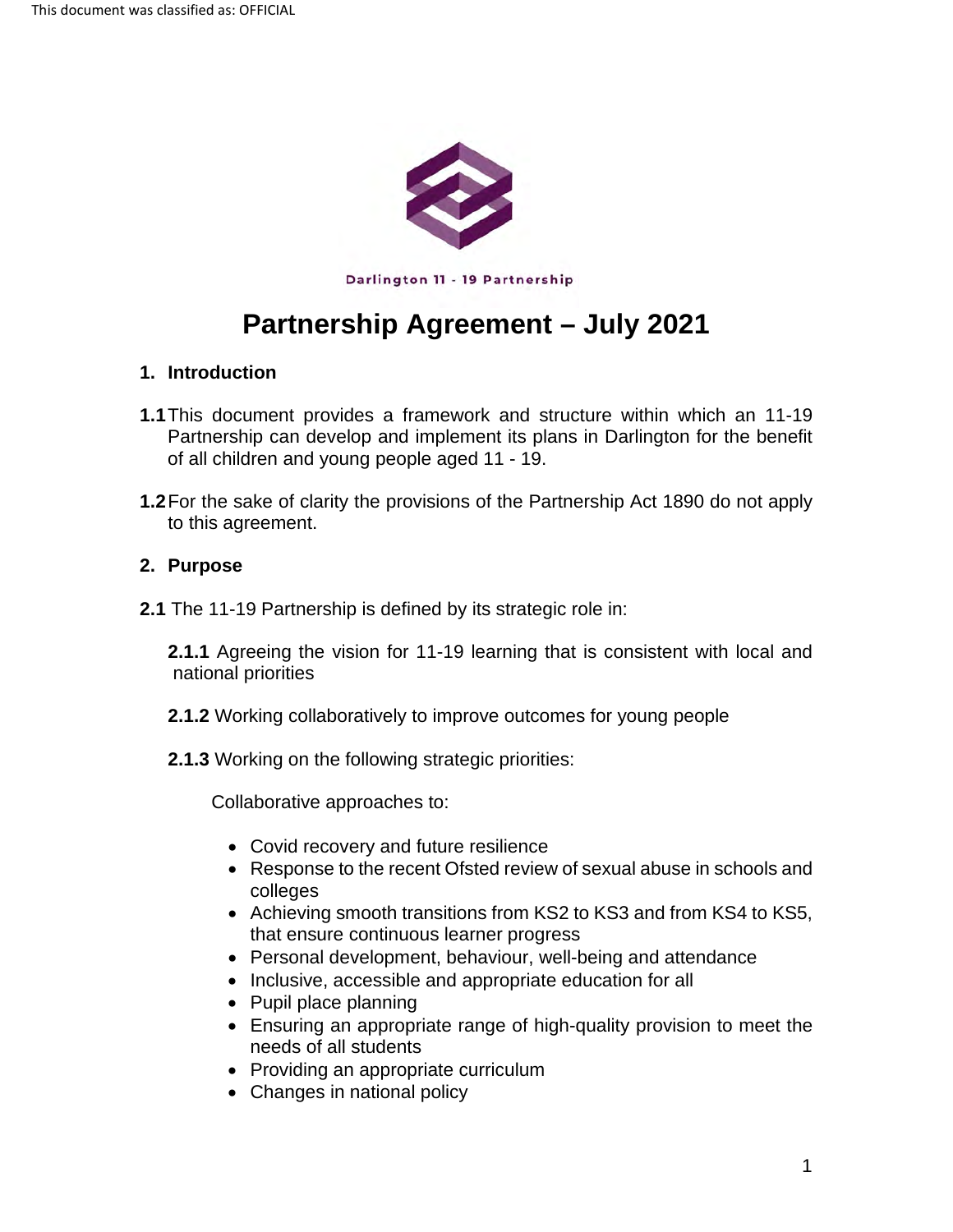Darlington 11 - 19 Partnership

# Partnership Agreement – July 2021

## 1. Introduction

**1.1** This document provides a framework and structure within which an 11-19 Partnership can develop and implement its plans in Darlington for the benefit of all children and young people aged 11 - 19.

**1.2** For the sake of clarity the provisions of the Partnership Act 1890 do not apply to this agreement.

## 2. Purpose

**2.1** The 11-19 Partnership is defined by its strategic role in:

**2.1.1** Agreeing the vision for 11-19 learning that is consistent with local and national priorities

**2.1.2** Working collaboratively to improve outcomes for young people

**2.1.3** Working on the following strategic priorities:

Collaborative approaches to:

- Covid recovery and future resilience
- Response to the recent Ofsted review of sexual abuse in schools and colleges
- Achieving smooth transitions from KS2 to KS3 and from KS4 to KS5, that ensure continuous learner progress
- Personal development, behaviour, well-being and attendance
- Inclusive, accessible and appropriate education for all
- Pupil place planning
- Ensuring an appropriate range of high-quality provision to meet the needs of all students
- Providing an appropriate curriculum
- Changes in national policy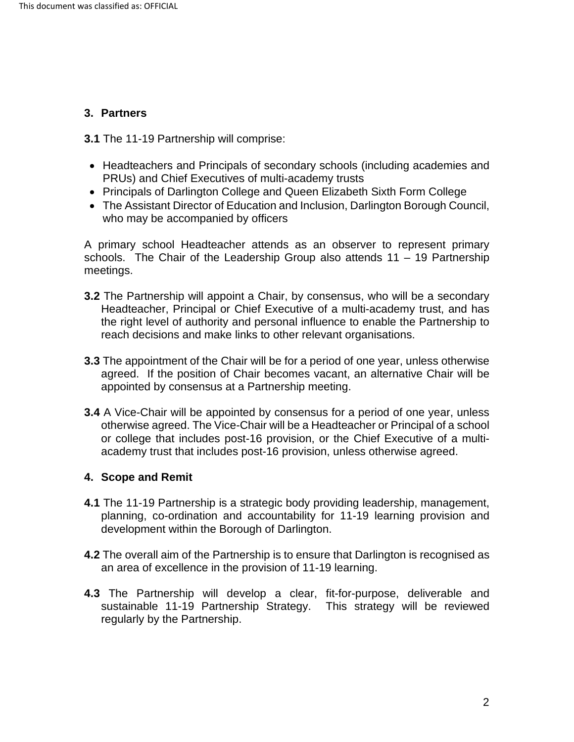## 3. Partners

**3.1** The 11-19 Partnership will comprise:

- Headteachers and Principals of secondary schools (including academies and PRUs) and Chief Executives of multi-academy trusts
- Principals of Darlington College and Queen Elizabeth Sixth Form College
- The Assistant Director of Education and Inclusion, Darlington Borough Council, who may be accompanied by officers

A primary school Headteacher attends as an observer to represent primary schools. The Chair of the Leadership Group also attends 11 – 19 Partnership meetings.

**3.2** The Partnership will appoint a Chair, by consensus, who will be a secondary Headteacher, Principal or Chief Executive of a multi-academy trust, and has the right level of authority and personal influence to enable the Partnership to reach decisions and make links to other relevant organisations.

**3.3** The appointment of the Chair will be for a period of one year, unless otherwise agreed. If the position of Chair becomes vacant, an alternative Chair will be appointed by consensus at a Partnership meeting.

**3.4** A Vice-Chair will be appointed by consensus for a period of one year, unless otherwise agreed. The Vice-Chair will be a Headteacher or Principal of a school or college that includes post-16 provision, or the Chief Executive of a multi-academy trust that includes post-16 provision, unless otherwise agreed.

## 4. Scope and Remit

**4.1** The 11-19 Partnership is a strategic body providing leadership, management, planning, co-ordination and accountability for 11-19 learning provision and development within the Borough of Darlington.

**4.2** The overall aim of the Partnership is to ensure that Darlington is recognised as an area of excellence in the provision of 11-19 learning.

**4.3** The Partnership will develop a clear, fit-for-purpose, deliverable and sustainable 11-19 Partnership Strategy. This strategy will be reviewed regularly by the Partnership.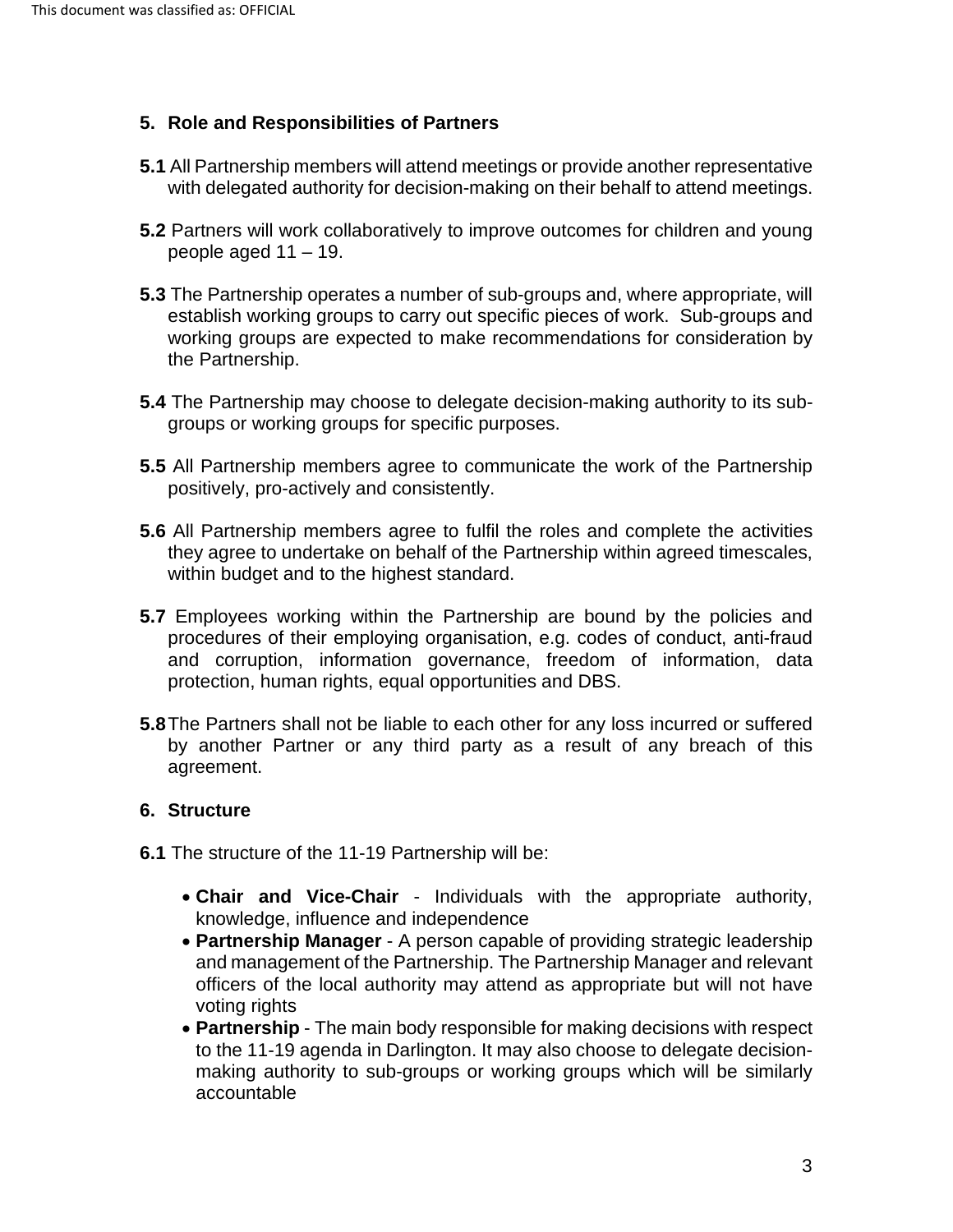## 5. Role and Responsibilities of Partners

**5.1** All Partnership members will attend meetings or provide another representative with delegated authority for decision-making on their behalf to attend meetings.

**5.2** Partners will work collaboratively to improve outcomes for children and young people aged 11 – 19.

**5.3** The Partnership operates a number of sub-groups and, where appropriate, will establish working groups to carry out specific pieces of work. Sub-groups and working groups are expected to make recommendations for consideration by the Partnership.

**5.4** The Partnership may choose to delegate decision-making authority to its sub-groups or working groups for specific purposes.

**5.5** All Partnership members agree to communicate the work of the Partnership positively, pro-actively and consistently.

**5.6** All Partnership members agree to fulfil the roles and complete the activities they agree to undertake on behalf of the Partnership within agreed timescales, within budget and to the highest standard.

**5.7** Employees working within the Partnership are bound by the policies and procedures of their employing organisation, e.g. codes of conduct, anti-fraud and corruption, information governance, freedom of information, data protection, human rights, equal opportunities and DBS.

**5.8** The Partners shall not be liable to each other for any loss incurred or suffered by another Partner or any third party as a result of any breach of this agreement.

## 6. Structure

**6.1** The structure of the 11-19 Partnership will be:

- **Chair and Vice-Chair** - Individuals with the appropriate authority, knowledge, influence and independence
- **Partnership Manager** - A person capable of providing strategic leadership and management of the Partnership. The Partnership Manager and relevant officers of the local authority may attend as appropriate but will not have voting rights
- **Partnership** - The main body responsible for making decisions with respect to the 11-19 agenda in Darlington. It may also choose to delegate decision-making authority to sub-groups or working groups which will be similarly accountable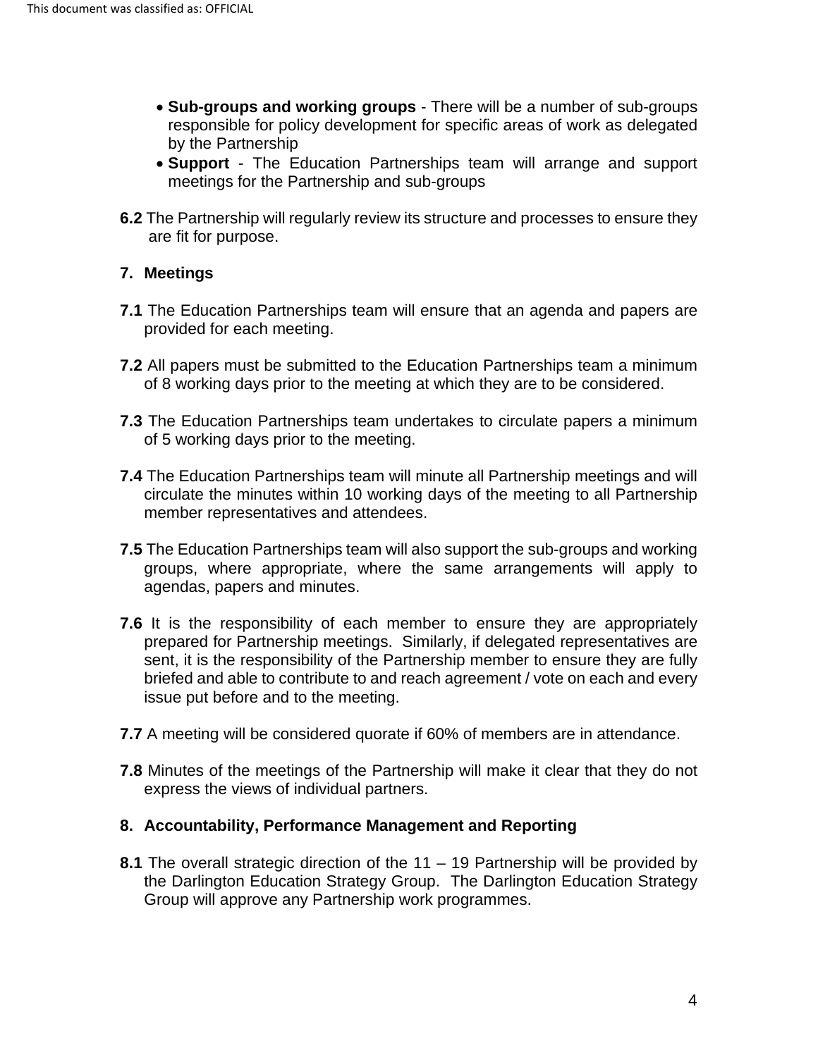- **Sub-groups and working groups** - There will be a number of sub-groups responsible for policy development for specific areas of work as delegated by the Partnership
- **Support** - The Education Partnerships team will arrange and support meetings for the Partnership and sub-groups

**6.2** The Partnership will regularly review its structure and processes to ensure they are fit for purpose.

## 7. Meetings

**7.1** The Education Partnerships team will ensure that an agenda and papers are provided for each meeting.

**7.2** All papers must be submitted to the Education Partnerships team a minimum of 8 working days prior to the meeting at which they are to be considered.

**7.3** The Education Partnerships team undertakes to circulate papers a minimum of 5 working days prior to the meeting.

**7.4** The Education Partnerships team will minute all Partnership meetings and will circulate the minutes within 10 working days of the meeting to all Partnership member representatives and attendees.

**7.5** The Education Partnerships team will also support the sub-groups and working groups, where appropriate, where the same arrangements will apply to agendas, papers and minutes.

**7.6** It is the responsibility of each member to ensure they are appropriately prepared for Partnership meetings. Similarly, if delegated representatives are sent, it is the responsibility of the Partnership member to ensure they are fully briefed and able to contribute to and reach agreement / vote on each and every issue put before and to the meeting.

**7.7** A meeting will be considered quorate if 60% of members are in attendance.

**7.8** Minutes of the meetings of the Partnership will make it clear that they do not express the views of individual partners.

## 8. Accountability, Performance Management and Reporting

**8.1** The overall strategic direction of the 11 – 19 Partnership will be provided by the Darlington Education Strategy Group. The Darlington Education Strategy Group will approve any Partnership work programmes.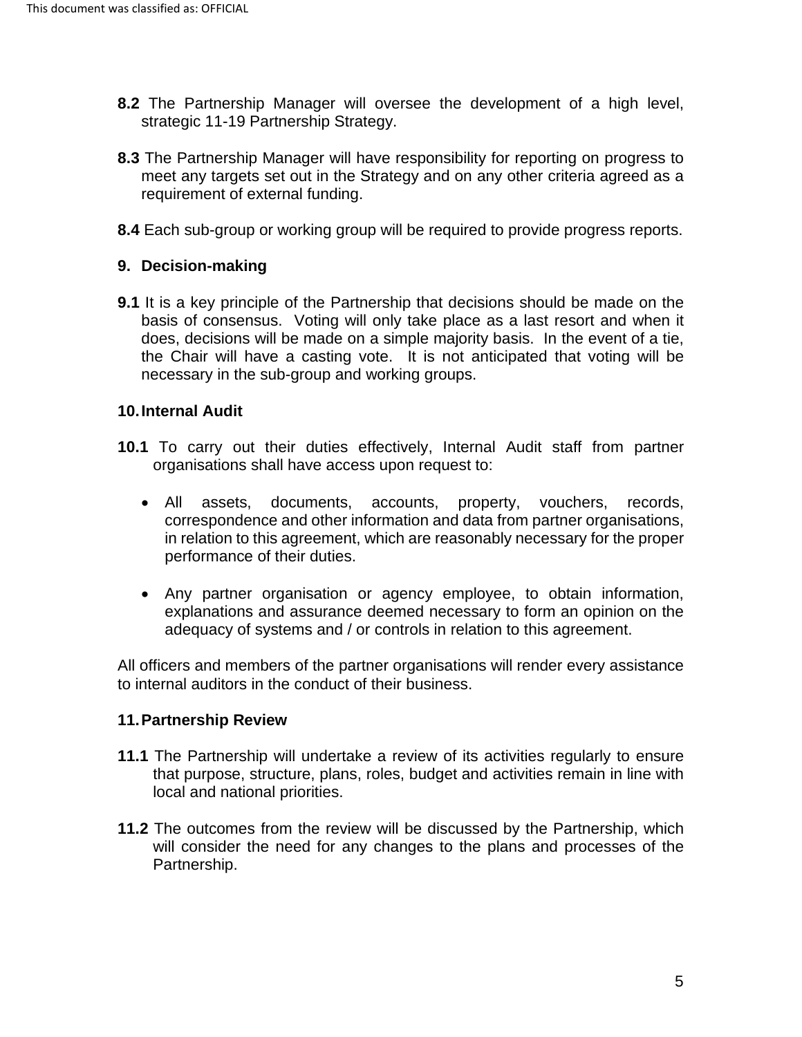**8.2** The Partnership Manager will oversee the development of a high level, strategic 11-19 Partnership Strategy.

**8.3** The Partnership Manager will have responsibility for reporting on progress to meet any targets set out in the Strategy and on any other criteria agreed as a requirement of external funding.

**8.4** Each sub-group or working group will be required to provide progress reports.

## 9. Decision-making

**9.1** It is a key principle of the Partnership that decisions should be made on the basis of consensus. Voting will only take place as a last resort and when it does, decisions will be made on a simple majority basis. In the event of a tie, the Chair will have a casting vote. It is not anticipated that voting will be necessary in the sub-group and working groups.

## 10. Internal Audit

**10.1** To carry out their duties effectively, Internal Audit staff from partner organisations shall have access upon request to:

- All assets, documents, accounts, property, vouchers, records, correspondence and other information and data from partner organisations, in relation to this agreement, which are reasonably necessary for the proper performance of their duties.
- Any partner organisation or agency employee, to obtain information, explanations and assurance deemed necessary to form an opinion on the adequacy of systems and / or controls in relation to this agreement.

All officers and members of the partner organisations will render every assistance to internal auditors in the conduct of their business.

## 11. Partnership Review

**11.1** The Partnership will undertake a review of its activities regularly to ensure that purpose, structure, plans, roles, budget and activities remain in line with local and national priorities.

**11.2** The outcomes from the review will be discussed by the Partnership, which will consider the need for any changes to the plans and processes of the Partnership.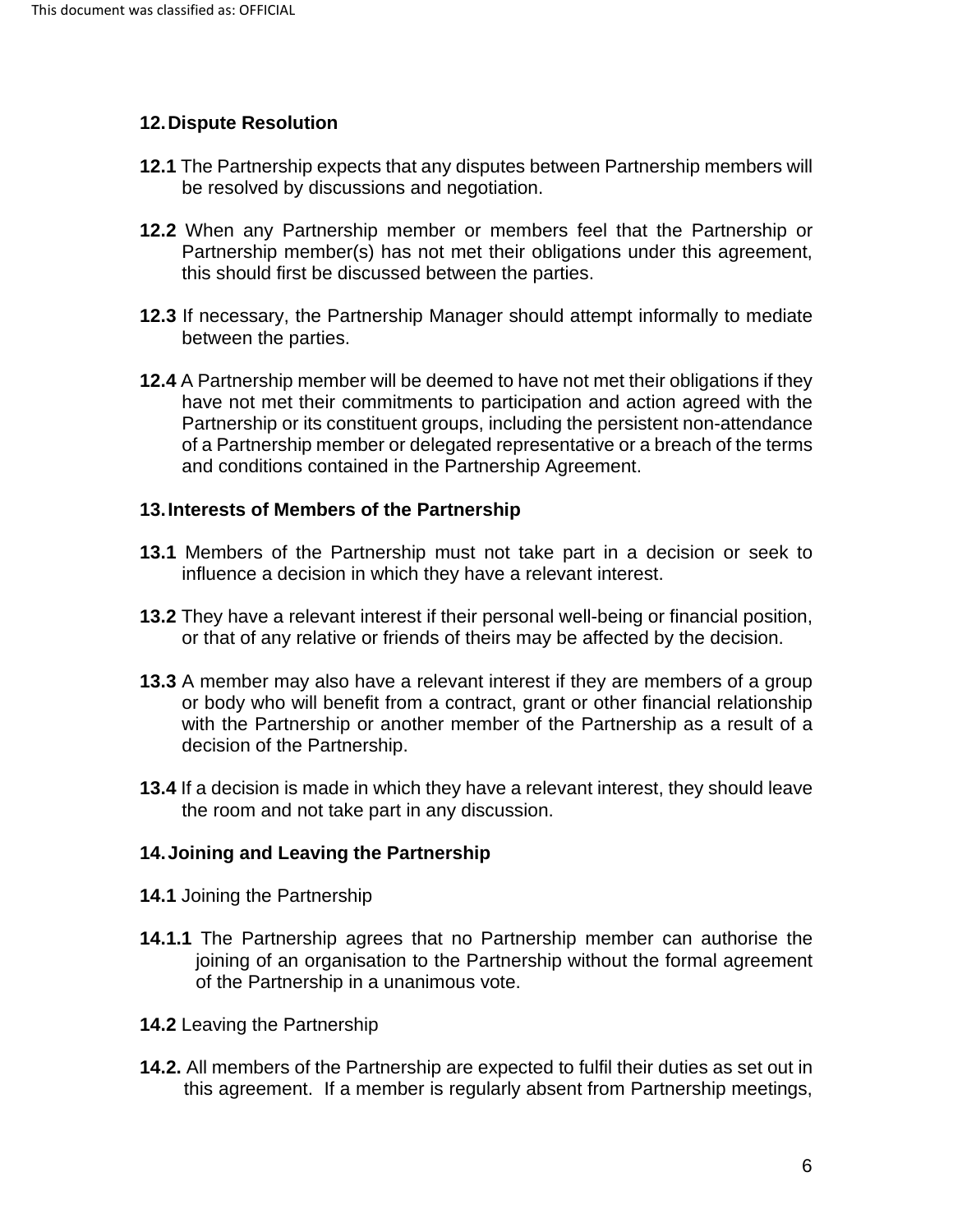## 12. Dispute Resolution

**12.1** The Partnership expects that any disputes between Partnership members will be resolved by discussions and negotiation.

**12.2** When any Partnership member or members feel that the Partnership or Partnership member(s) has not met their obligations under this agreement, this should first be discussed between the parties.

**12.3** If necessary, the Partnership Manager should attempt informally to mediate between the parties.

**12.4** A Partnership member will be deemed to have not met their obligations if they have not met their commitments to participation and action agreed with the Partnership or its constituent groups, including the persistent non-attendance of a Partnership member or delegated representative or a breach of the terms and conditions contained in the Partnership Agreement.

## 13. Interests of Members of the Partnership

**13.1** Members of the Partnership must not take part in a decision or seek to influence a decision in which they have a relevant interest.

**13.2** They have a relevant interest if their personal well-being or financial position, or that of any relative or friends of theirs may be affected by the decision.

**13.3** A member may also have a relevant interest if they are members of a group or body who will benefit from a contract, grant or other financial relationship with the Partnership or another member of the Partnership as a result of a decision of the Partnership.

**13.4** If a decision is made in which they have a relevant interest, they should leave the room and not take part in any discussion.

## 14. Joining and Leaving the Partnership

**14.1** Joining the Partnership

**14.1.1** The Partnership agrees that no Partnership member can authorise the joining of an organisation to the Partnership without the formal agreement of the Partnership in a unanimous vote.

**14.2** Leaving the Partnership

**14.2.** All members of the Partnership are expected to fulfil their duties as set out in this agreement. If a member is regularly absent from Partnership meetings,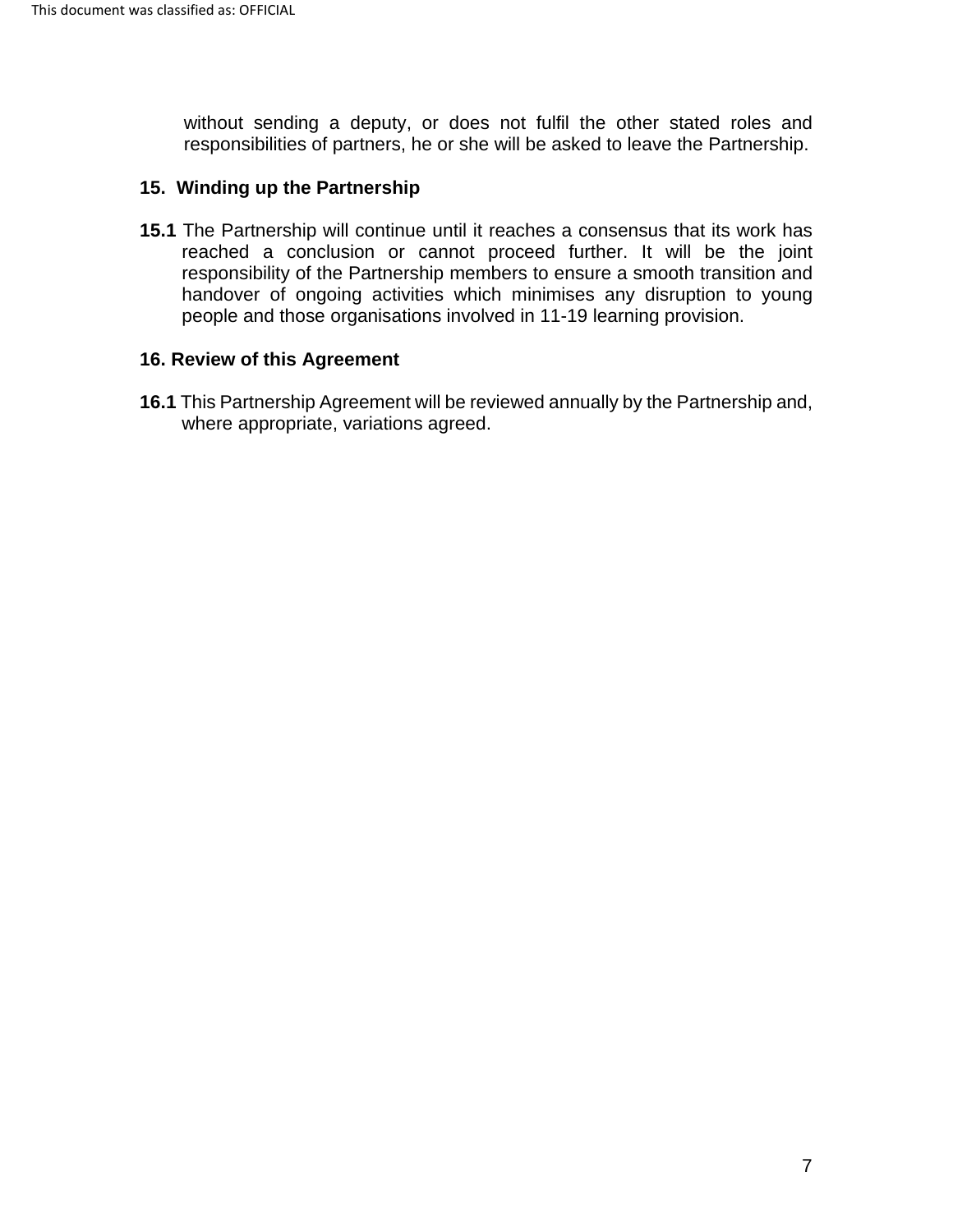without sending a deputy, or does not fulfil the other stated roles and responsibilities of partners, he or she will be asked to leave the Partnership.

## 15. Winding up the Partnership

**15.1** The Partnership will continue until it reaches a consensus that its work has reached a conclusion or cannot proceed further. It will be the joint responsibility of the Partnership members to ensure a smooth transition and handover of ongoing activities which minimises any disruption to young people and those organisations involved in 11-19 learning provision.

## 16. Review of this Agreement

**16.1** This Partnership Agreement will be reviewed annually by the Partnership and, where appropriate, variations agreed.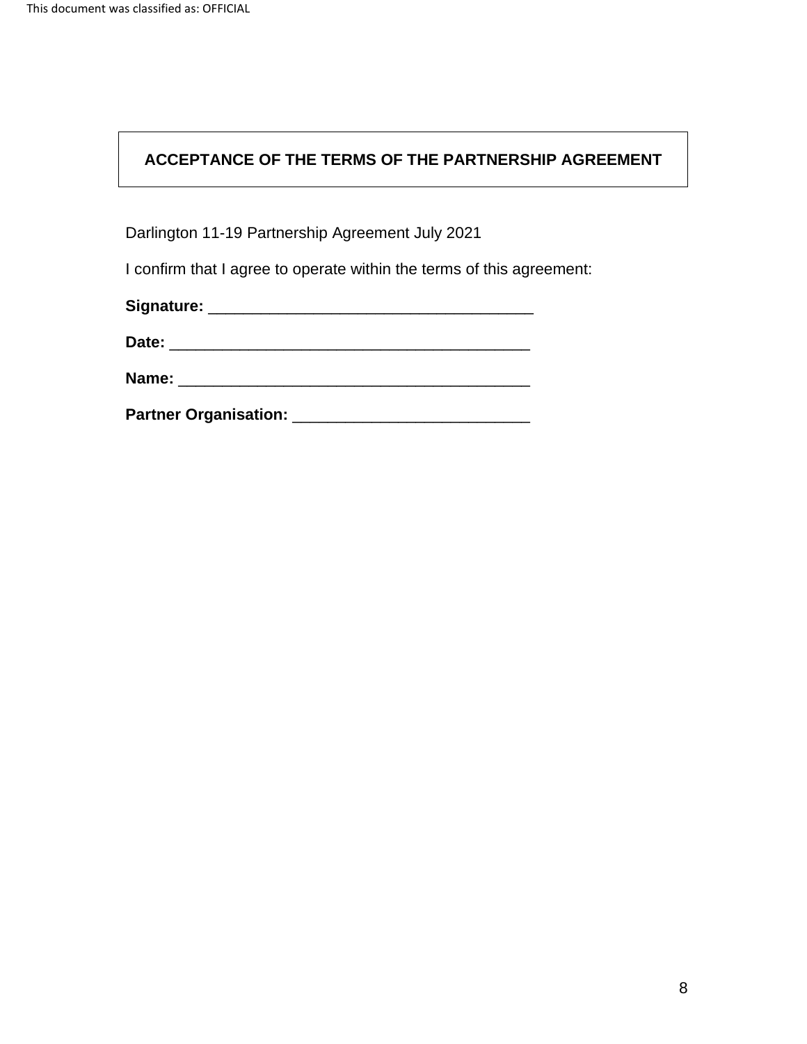## ACCEPTANCE OF THE TERMS OF THE PARTNERSHIP AGREEMENT

Darlington 11-19 Partnership Agreement July 2021

I confirm that I agree to operate within the terms of this agreement:

**Signature:** ____________________________________

**Date:** ________________________________________

**Name:** _______________________________________

**Partner Organisation:** __________________________